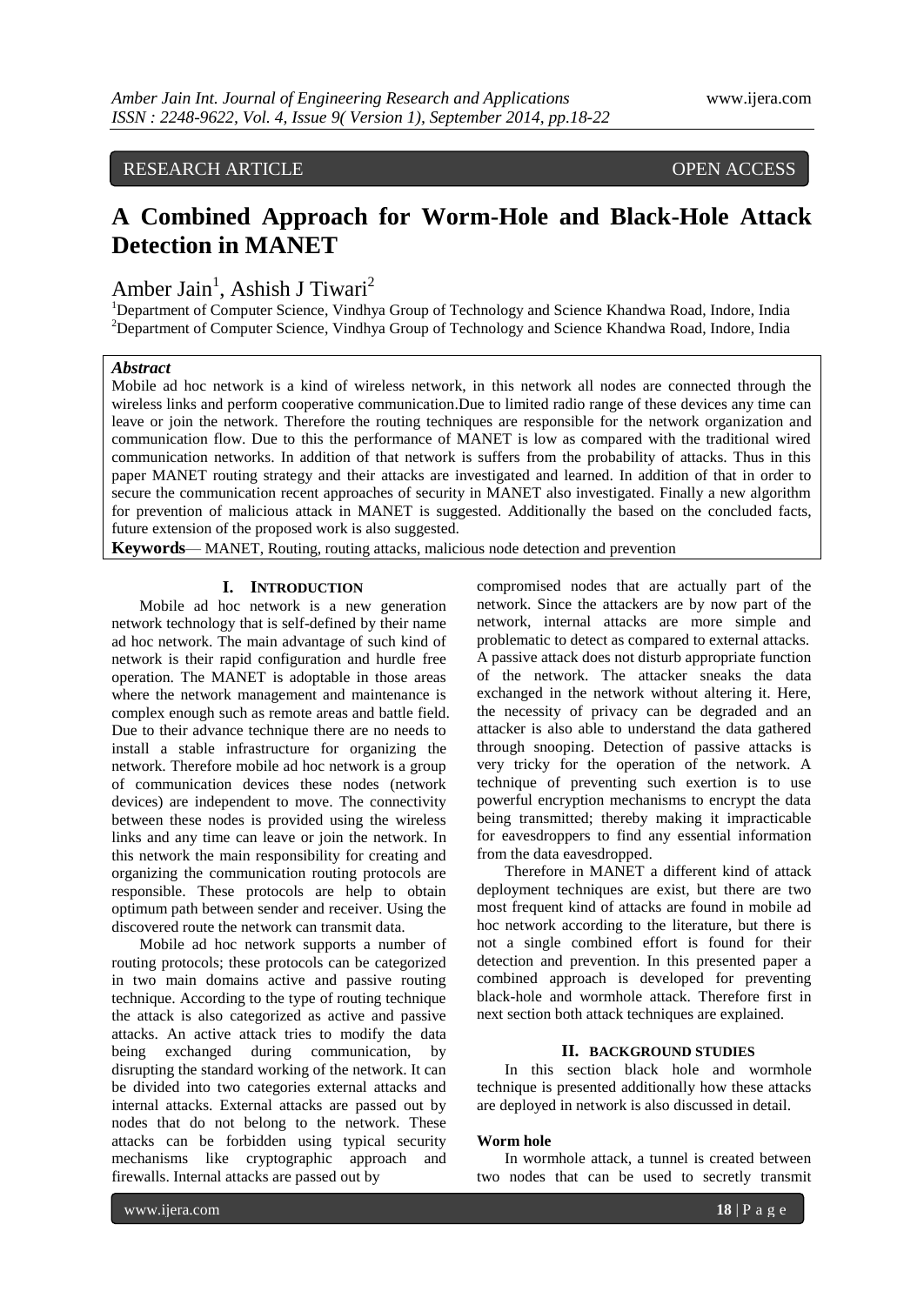RESEARCH ARTICLE OPEN ACCESS

# A Combined Approach for Worm-Hole and Black-Hole Attack Detection in MANET

Amber Jain[1], Ashish J Tiwari[2]

[1]Department of Computer Science, Vindhya Group of Technology and Science Khandwa Road, Indore, India
[2]Department of Computer Science, Vindhya Group of Technology and Science Khandwa Road, Indore, India

***Abstract***

Mobile ad hoc network is a kind of wireless network, in this network all nodes are connected through the wireless links and perform cooperative communication.Due to limited radio range of these devices any time can leave or join the network. Therefore the routing techniques are responsible for the network organization and communication flow. Due to this the performance of MANET is low as compared with the traditional wired communication networks. In addition of that network is suffers from the probability of attacks. Thus in this paper MANET routing strategy and their attacks are investigated and learned. In addition of that in order to secure the communication recent approaches of security in MANET also investigated. Finally a new algorithm for prevention of malicious attack in MANET is suggested. Additionally the based on the concluded facts, future extension of the proposed work is also suggested.

**Keywords**— MANET, Routing, routing attacks, malicious node detection and prevention

## I. Introduction

Mobile ad hoc network is a new generation network technology that is self-defined by their name ad hoc network. The main advantage of such kind of network is their rapid configuration and hurdle free operation. The MANET is adoptable in those areas where the network management and maintenance is complex enough such as remote areas and battle field. Due to their advance technique there are no needs to install a stable infrastructure for organizing the network. Therefore mobile ad hoc network is a group of communication devices these nodes (network devices) are independent to move. The connectivity between these nodes is provided using the wireless links and any time can leave or join the network. In this network the main responsibility for creating and organizing the communication routing protocols are responsible. These protocols are help to obtain optimum path between sender and receiver. Using the discovered route the network can transmit data.

Mobile ad hoc network supports a number of routing protocols; these protocols can be categorized in two main domains active and passive routing technique. According to the type of routing technique the attack is also categorized as active and passive attacks. An active attack tries to modify the data being exchanged during communication, by disrupting the standard working of the network. It can be divided into two categories external attacks and internal attacks. External attacks are passed out by nodes that do not belong to the network. These attacks can be forbidden using typical security mechanisms like cryptographic approach and firewalls. Internal attacks are passed out by compromised nodes that are actually part of the network. Since the attackers are by now part of the network, internal attacks are more simple and problematic to detect as compared to external attacks. A passive attack does not disturb appropriate function of the network. The attacker sneaks the data exchanged in the network without altering it. Here, the necessity of privacy can be degraded and an attacker is also able to understand the data gathered through snooping. Detection of passive attacks is very tricky for the operation of the network. A technique of preventing such exertion is to use powerful encryption mechanisms to encrypt the data being transmitted; thereby making it impracticable for eavesdroppers to find any essential information from the data eavesdropped.

Therefore in MANET a different kind of attack deployment techniques are exist, but there are two most frequent kind of attacks are found in mobile ad hoc network according to the literature, but there is not a single combined effort is found for their detection and prevention. In this presented paper a combined approach is developed for preventing black-hole and wormhole attack. Therefore first in next section both attack techniques are explained.

## II. Background Studies

In this section black hole and wormhole technique is presented additionally how these attacks are deployed in network is also discussed in detail.

### Worm hole

In wormhole attack, a tunnel is created between two nodes that can be used to secretly transmit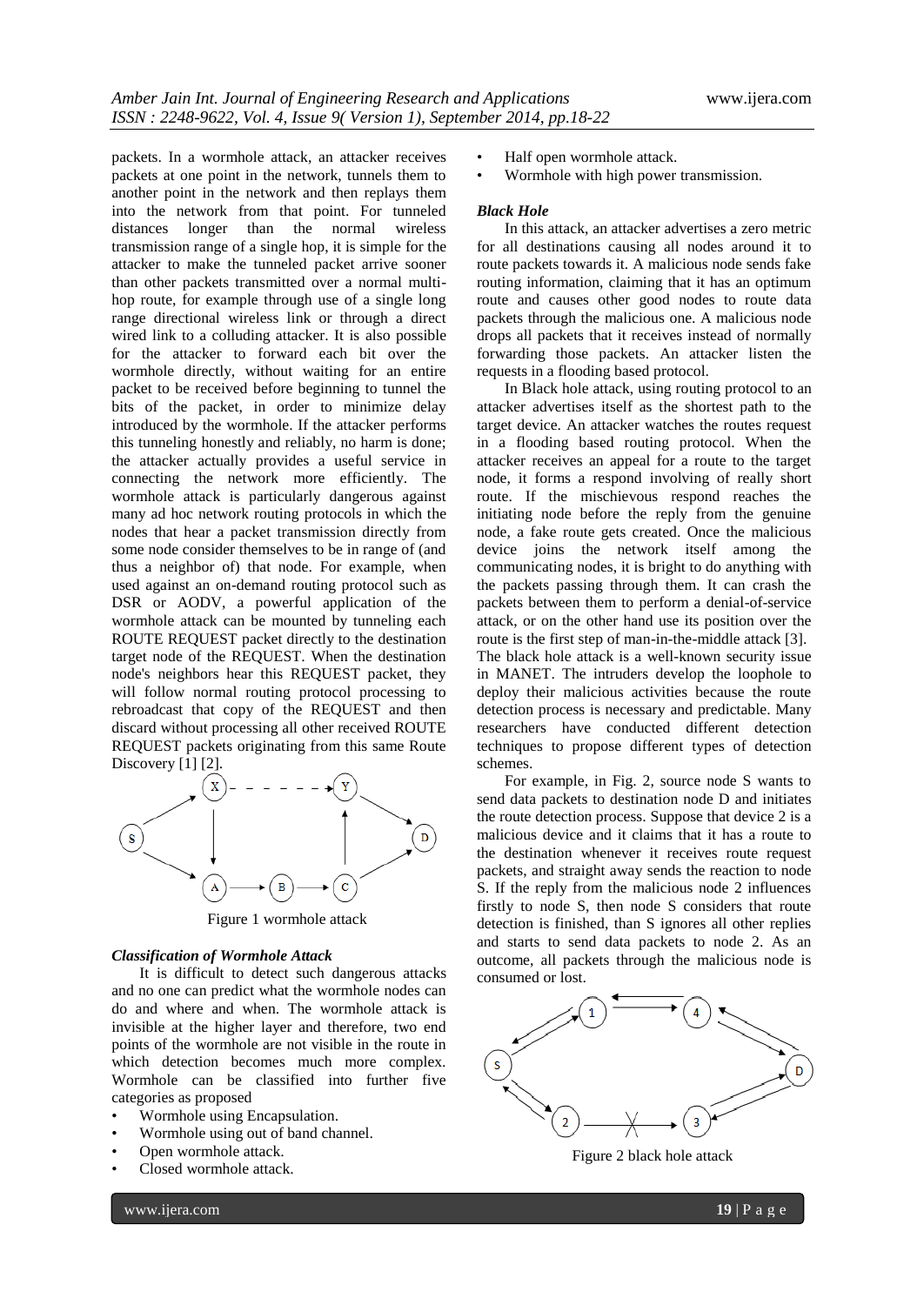packets. In a wormhole attack, an attacker receives packets at one point in the network, tunnels them to another point in the network and then replays them into the network from that point. For tunneled distances longer than the normal wireless transmission range of a single hop, it is simple for the attacker to make the tunneled packet arrive sooner than other packets transmitted over a normal multi-hop route, for example through use of a single long range directional wireless link or through a direct wired link to a colluding attacker. It is also possible for the attacker to forward each bit over the wormhole directly, without waiting for an entire packet to be received before beginning to tunnel the bits of the packet, in order to minimize delay introduced by the wormhole. If the attacker performs this tunneling honestly and reliably, no harm is done; the attacker actually provides a useful service in connecting the network more efficiently. The wormhole attack is particularly dangerous against many ad hoc network routing protocols in which the nodes that hear a packet transmission directly from some node consider themselves to be in range of (and thus a neighbor of) that node. For example, when used against an on-demand routing protocol such as DSR or AODV, a powerful application of the wormhole attack can be mounted by tunneling each ROUTE REQUEST packet directly to the destination target node of the REQUEST. When the destination node's neighbors hear this REQUEST packet, they will follow normal routing protocol processing to rebroadcast that copy of the REQUEST and then discard without processing all other received ROUTE REQUEST packets originating from this same Route Discovery [1] [2].

Figure 1 wormhole attack

***Classification of Wormhole Attack***

It is difficult to detect such dangerous attacks and no one can predict what the wormhole nodes can do and where and when. The wormhole attack is invisible at the higher layer and therefore, two end points of the wormhole are not visible in the route in which detection becomes much more complex. Wormhole can be classified into further five categories as proposed

- Wormhole using Encapsulation.
- Wormhole using out of band channel.
- Open wormhole attack.
- Closed wormhole attack.
- Half open wormhole attack.
- Wormhole with high power transmission.

***Black Hole***

In this attack, an attacker advertises a zero metric for all destinations causing all nodes around it to route packets towards it. A malicious node sends fake routing information, claiming that it has an optimum route and causes other good nodes to route data packets through the malicious one. A malicious node drops all packets that it receives instead of normally forwarding those packets. An attacker listen the requests in a flooding based protocol.

In Black hole attack, using routing protocol to an attacker advertises itself as the shortest path to the target device. An attacker watches the routes request in a flooding based routing protocol. When the attacker receives an appeal for a route to the target node, it forms a respond involving of really short route. If the mischievous respond reaches the initiating node before the reply from the genuine node, a fake route gets created. Once the malicious device joins the network itself among the communicating nodes, it is bright to do anything with the packets passing through them. It can crash the packets between them to perform a denial-of-service attack, or on the other hand use its position over the route is the first step of man-in-the-middle attack [3]. The black hole attack is a well-known security issue in MANET. The intruders develop the loophole to deploy their malicious activities because the route detection process is necessary and predictable. Many researchers have conducted different detection techniques to propose different types of detection schemes.

For example, in Fig. 2, source node S wants to send data packets to destination node D and initiates the route detection process. Suppose that device 2 is a malicious device and it claims that it has a route to the destination whenever it receives route request packets, and straight away sends the reaction to node S. If the reply from the malicious node 2 influences firstly to node S, then node S considers that route detection is finished, than S ignores all other replies and starts to send data packets to node 2. As an outcome, all packets through the malicious node is consumed or lost.

Figure 2 black hole attack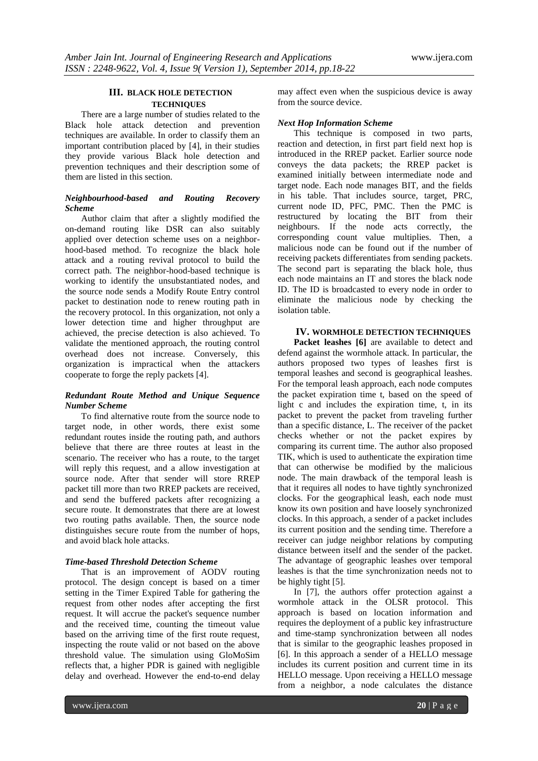## III. BLACK HOLE DETECTION TECHNIQUES

There are a large number of studies related to the Black hole attack detection and prevention techniques are available. In order to classify them an important contribution placed by [4], in their studies they provide various Black hole detection and prevention techniques and their description some of them are listed in this section.

### *Neighbourhood-based and Routing Recovery Scheme*

Author claim that after a slightly modified the on-demand routing like DSR can also suitably applied over detection scheme uses on a neighbor-hood-based method. To recognize the black hole attack and a routing revival protocol to build the correct path. The neighbor-hood-based technique is working to identify the unsubstantiated nodes, and the source node sends a Modify Route Entry control packet to destination node to renew routing path in the recovery protocol. In this organization, not only a lower detection time and higher throughput are achieved, the precise detection is also achieved. To validate the mentioned approach, the routing control overhead does not increase. Conversely, this organization is impractical when the attackers cooperate to forge the reply packets [4].

### *Redundant Route Method and Unique Sequence Number Scheme*

To find alternative route from the source node to target node, in other words, there exist some redundant routes inside the routing path, and authors believe that there are three routes at least in the scenario. The receiver who has a route, to the target will reply this request, and a allow investigation at source node. After that sender will store RREP packet till more than two RREP packets are received, and send the buffered packets after recognizing a secure route. It demonstrates that there are at lowest two routing paths available. Then, the source node distinguishes secure route from the number of hops, and avoid black hole attacks.

### *Time-based Threshold Detection Scheme*

That is an improvement of AODV routing protocol. The design concept is based on a timer setting in the Timer Expired Table for gathering the request from other nodes after accepting the first request. It will accrue the packet's sequence number and the received time, counting the timeout value based on the arriving time of the first route request, inspecting the route valid or not based on the above threshold value. The simulation using GloMoSim reflects that, a higher PDR is gained with negligible delay and overhead. However the end-to-end delay may affect even when the suspicious device is away from the source device.

### *Next Hop Information Scheme*

This technique is composed in two parts, reaction and detection, in first part field next hop is introduced in the RREP packet. Earlier source node conveys the data packets; the RREP packet is examined initially between intermediate node and target node. Each node manages BIT, and the fields in his table. That includes source, target, PRC, current node ID, PFC, PMC. Then the PMC is restructured by locating the BIT from their neighbours. If the node acts correctly, the corresponding count value multiplies. Then, a malicious node can be found out if the number of receiving packets differentiates from sending packets. The second part is separating the black hole, thus each node maintains an IT and stores the black node ID. The ID is broadcasted to every node in order to eliminate the malicious node by checking the isolation table.

## IV. WORMHOLE DETECTION TECHNIQUES

**Packet leashes [6]** are available to detect and defend against the wormhole attack. In particular, the authors proposed two types of leashes first is temporal leashes and second is geographical leashes. For the temporal leash approach, each node computes the packet expiration time t, based on the speed of light c and includes the expiration time, t, in its packet to prevent the packet from traveling further than a specific distance, L. The receiver of the packet checks whether or not the packet expires by comparing its current time. The author also proposed TIK, which is used to authenticate the expiration time that can otherwise be modified by the malicious node. The main drawback of the temporal leash is that it requires all nodes to have tightly synchronized clocks. For the geographical leash, each node must know its own position and have loosely synchronized clocks. In this approach, a sender of a packet includes its current position and the sending time. Therefore a receiver can judge neighbor relations by computing distance between itself and the sender of the packet. The advantage of geographic leashes over temporal leashes is that the time synchronization needs not to be highly tight [5].

In [7], the authors offer protection against a wormhole attack in the OLSR protocol. This approach is based on location information and requires the deployment of a public key infrastructure and time-stamp synchronization between all nodes that is similar to the geographic leashes proposed in [6]. In this approach a sender of a HELLO message includes its current position and current time in its HELLO message. Upon receiving a HELLO message from a neighbor, a node calculates the distance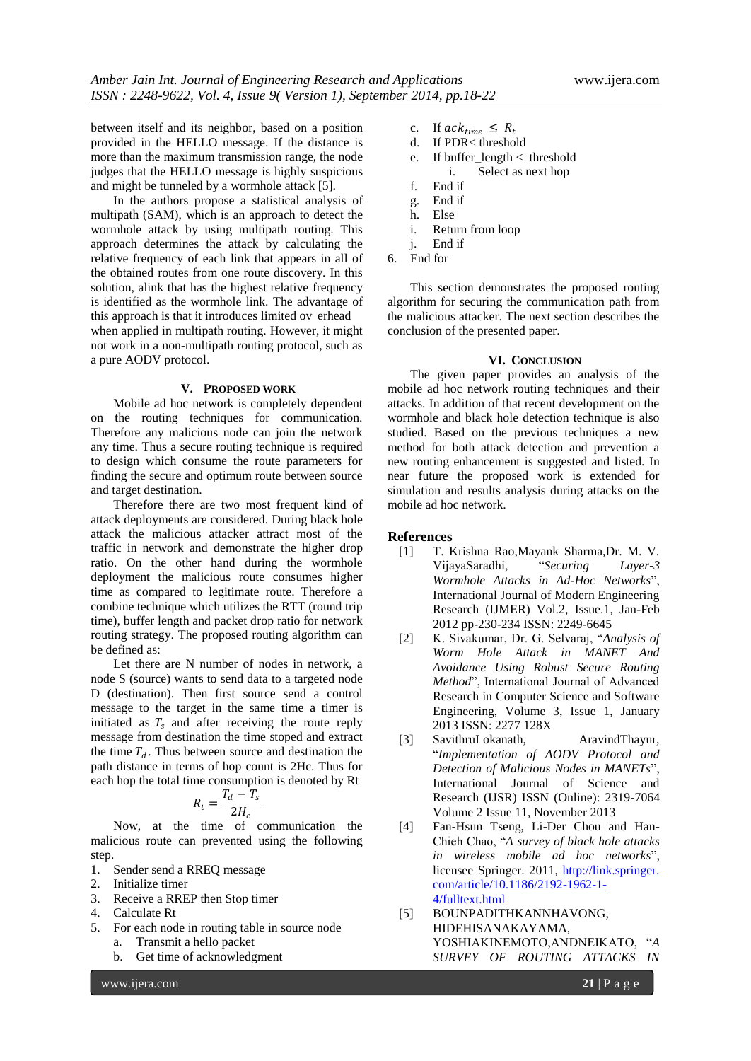between itself and its neighbor, based on a position provided in the HELLO message. If the distance is more than the maximum transmission range, the node judges that the HELLO message is highly suspicious and might be tunneled by a wormhole attack [5].

In the authors propose a statistical analysis of multipath (SAM), which is an approach to detect the wormhole attack by using multipath routing. This approach determines the attack by calculating the relative frequency of each link that appears in all of the obtained routes from one route discovery. In this solution, alink that has the highest relative frequency is identified as the wormhole link. The advantage of this approach is that it introduces limited ov erhead when applied in multipath routing. However, it might not work in a non-multipath routing protocol, such as a pure AODV protocol.

## V. Proposed Work

Mobile ad hoc network is completely dependent on the routing techniques for communication. Therefore any malicious node can join the network any time. Thus a secure routing technique is required to design which consume the route parameters for finding the secure and optimum route between source and target destination.

Therefore there are two most frequent kind of attack deployments are considered. During black hole attack the malicious attacker attract most of the traffic in network and demonstrate the higher drop ratio. On the other hand during the wormhole deployment the malicious route consumes higher time as compared to legitimate route. Therefore a combine technique which utilizes the RTT (round trip time), buffer length and packet drop ratio for network routing strategy. The proposed routing algorithm can be defined as:

Let there are N number of nodes in network, a node S (source) wants to send data to a targeted node D (destination). Then first source send a control message to the target in the same time a timer is initiated as $T_s$ and after receiving the route reply message from destination the time stoped and extract the time $T_d$. Thus between source and destination the path distance in terms of hop count is 2Hc. Thus for each hop the total time consumption is denoted by Rt

$$R_t = \frac{T_d - T_s}{2H_c}$$

Now, at the time of communication the malicious route can prevented using the following step.

1. Sender send a RREQ message
2. Initialize timer
3. Receive a RREP then Stop timer
4. Calculate Rt
5. For each node in routing table in source node
    a. Transmit a hello packet
    b. Get time of acknowledgment
    c. If $ack_{time} \leq R_t$
    d. If PDR< threshold
    e. If buffer_length < threshold
        i. Select as next hop
    f. End if
    g. End if
    h. Else
    i. Return from loop
    j. End if
6. End for

This section demonstrates the proposed routing algorithm for securing the communication path from the malicious attacker. The next section describes the conclusion of the presented paper.

## VI. Conclusion

The given paper provides an analysis of the mobile ad hoc network routing techniques and their attacks. In addition of that recent development on the wormhole and black hole detection technique is also studied. Based on the previous techniques a new method for both attack detection and prevention a new routing enhancement is suggested and listed. In near future the proposed work is extended for simulation and results analysis during attacks on the mobile ad hoc network.

## References

[1] T. Krishna Rao,Mayank Sharma,Dr. M. V. VijayaSaradhi, "*Securing Layer-3 Wormhole Attacks in Ad-Hoc Networks*", International Journal of Modern Engineering Research (IJMER) Vol.2, Issue.1, Jan-Feb 2012 pp-230-234 ISSN: 2249-6645

[2] K. Sivakumar, Dr. G. Selvaraj, "*Analysis of Worm Hole Attack in MANET And Avoidance Using Robust Secure Routing Method*", International Journal of Advanced Research in Computer Science and Software Engineering, Volume 3, Issue 1, January 2013 ISSN: 2277 128X

[3] SavithruLokanath, AravindThayur, "*Implementation of AODV Protocol and Detection of Malicious Nodes in MANETs*", International Journal of Science and Research (IJSR) ISSN (Online): 2319-7064 Volume 2 Issue 11, November 2013

[4] Fan-Hsun Tseng, Li-Der Chou and Han-Chieh Chao, "*A survey of black hole attacks in wireless mobile ad hoc networks*", licensee Springer. 2011, http://link.springer.com/article/10.1186/2192-1962-1-4/fulltext.html

[5] BOUNPADITHKANNHAVONG, HIDEHISANAKAYAMA, YOSHIAKINEMOTO,ANDNEIKATO, "*A SURVEY OF ROUTING ATTACKS IN*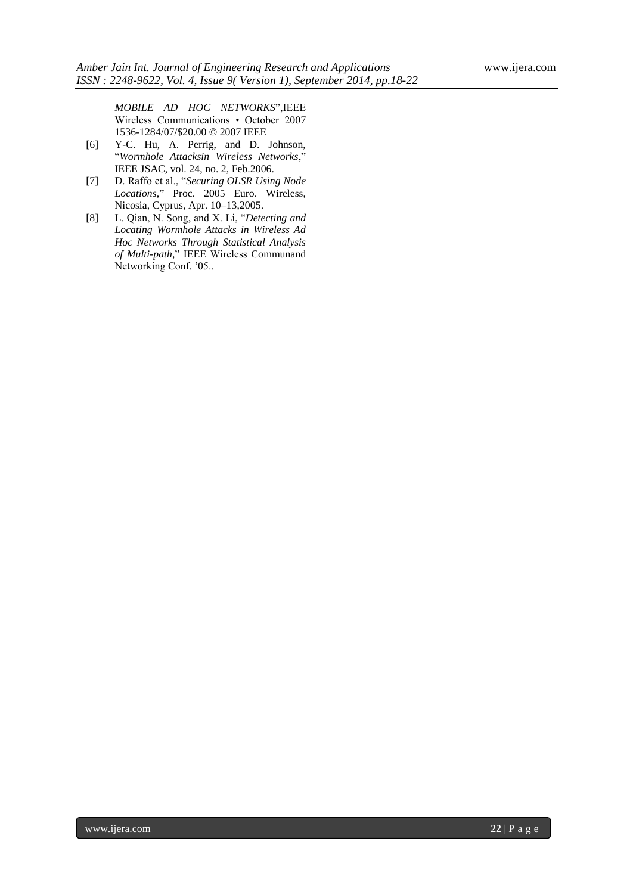*MOBILE AD HOC NETWORKS*",IEEE Wireless Communications • October 2007 1536-1284/07/$20.00 © 2007 IEEE

[6] Y-C. Hu, A. Perrig, and D. Johnson, "*Wormhole Attacksin Wireless Networks*," IEEE JSAC, vol. 24, no. 2, Feb.2006.

[7] D. Raffo et al., "*Securing OLSR Using Node Locations*," Proc. 2005 Euro. Wireless, Nicosia, Cyprus, Apr. 10–13,2005.

[8] L. Qian, N. Song, and X. Li, "*Detecting and Locating Wormhole Attacks in Wireless Ad Hoc Networks Through Statistical Analysis of Multi-path*," IEEE Wireless Communand Networking Conf. '05..